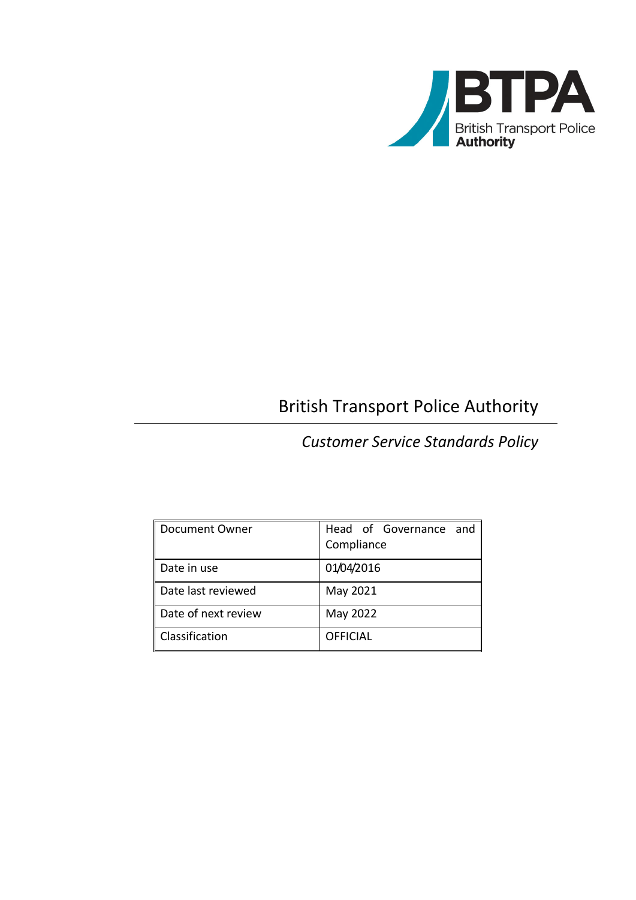BTPA
British Transport Police
**Authority**

# British Transport Police Authority

## *Customer Service Standards Policy*

| Document Owner | Head of Governance and Compliance |
|---|---|
| Date in use | 01/04/2016 |
| Date last reviewed | May 2021 |
| Date of next review | May 2022 |
| Classification | OFFICIAL |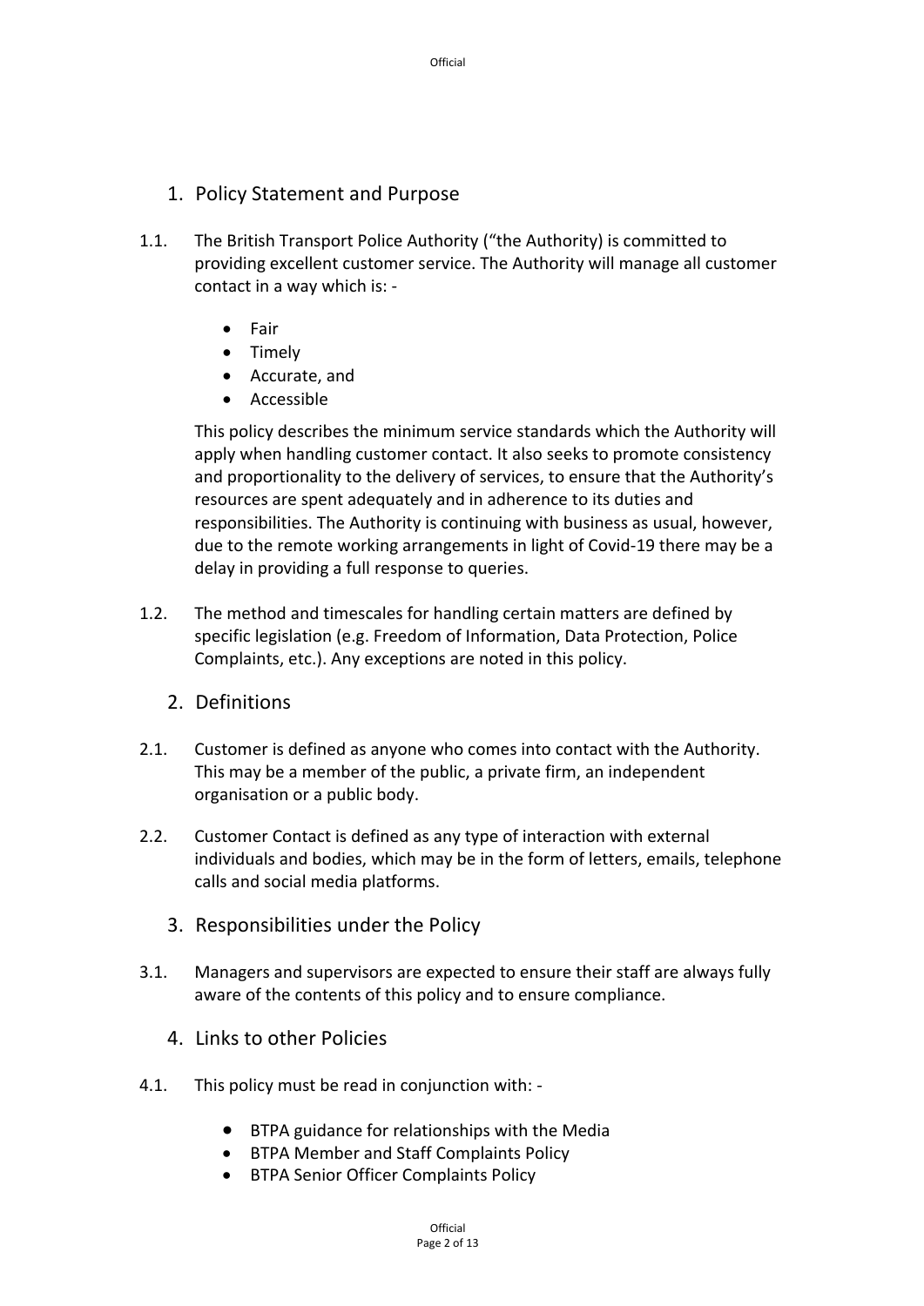## 1. Policy Statement and Purpose

1.1. The British Transport Police Authority ("the Authority) is committed to providing excellent customer service. The Authority will manage all customer contact in a way which is: -

- Fair
- Timely
- Accurate, and
- Accessible

This policy describes the minimum service standards which the Authority will apply when handling customer contact. It also seeks to promote consistency and proportionality to the delivery of services, to ensure that the Authority's resources are spent adequately and in adherence to its duties and responsibilities. The Authority is continuing with business as usual, however, due to the remote working arrangements in light of Covid-19 there may be a delay in providing a full response to queries.

1.2. The method and timescales for handling certain matters are defined by specific legislation (e.g. Freedom of Information, Data Protection, Police Complaints, etc.). Any exceptions are noted in this policy.

## 2. Definitions

2.1. Customer is defined as anyone who comes into contact with the Authority. This may be a member of the public, a private firm, an independent organisation or a public body.

2.2. Customer Contact is defined as any type of interaction with external individuals and bodies, which may be in the form of letters, emails, telephone calls and social media platforms.

## 3. Responsibilities under the Policy

3.1. Managers and supervisors are expected to ensure their staff are always fully aware of the contents of this policy and to ensure compliance.

## 4. Links to other Policies

4.1. This policy must be read in conjunction with: -

- BTPA guidance for relationships with the Media
- BTPA Member and Staff Complaints Policy
- BTPA Senior Officer Complaints Policy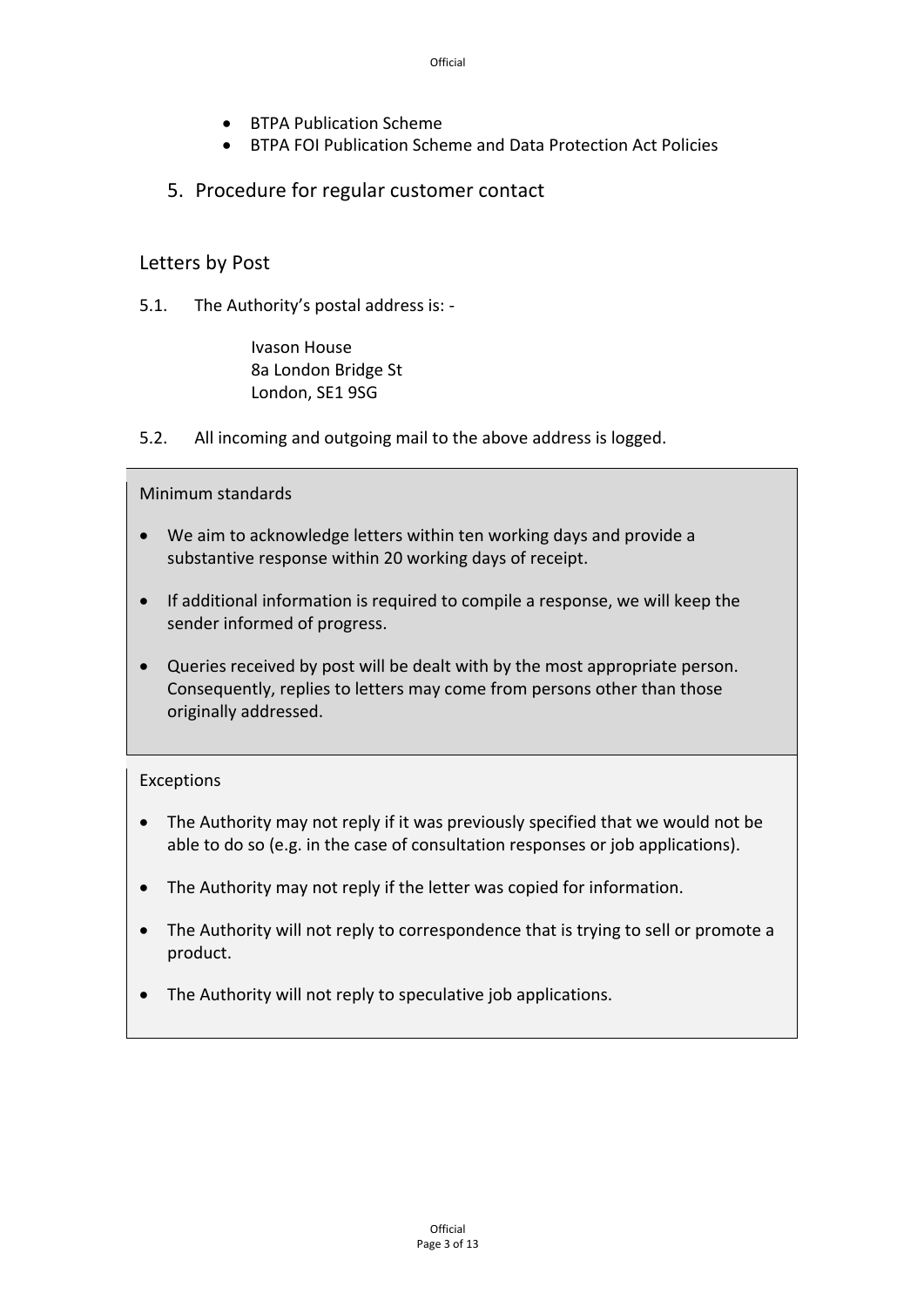- BTPA Publication Scheme
- BTPA FOI Publication Scheme and Data Protection Act Policies

## 5. Procedure for regular customer contact

### Letters by Post

5.1. The Authority's postal address is: -

Ivason House
8a London Bridge St
London, SE1 9SG

5.2. All incoming and outgoing mail to the above address is logged.

Minimum standards

- We aim to acknowledge letters within ten working days and provide a substantive response within 20 working days of receipt.
- If additional information is required to compile a response, we will keep the sender informed of progress.
- Queries received by post will be dealt with by the most appropriate person. Consequently, replies to letters may come from persons other than those originally addressed.

Exceptions

- The Authority may not reply if it was previously specified that we would not be able to do so (e.g. in the case of consultation responses or job applications).
- The Authority may not reply if the letter was copied for information.
- The Authority will not reply to correspondence that is trying to sell or promote a product.
- The Authority will not reply to speculative job applications.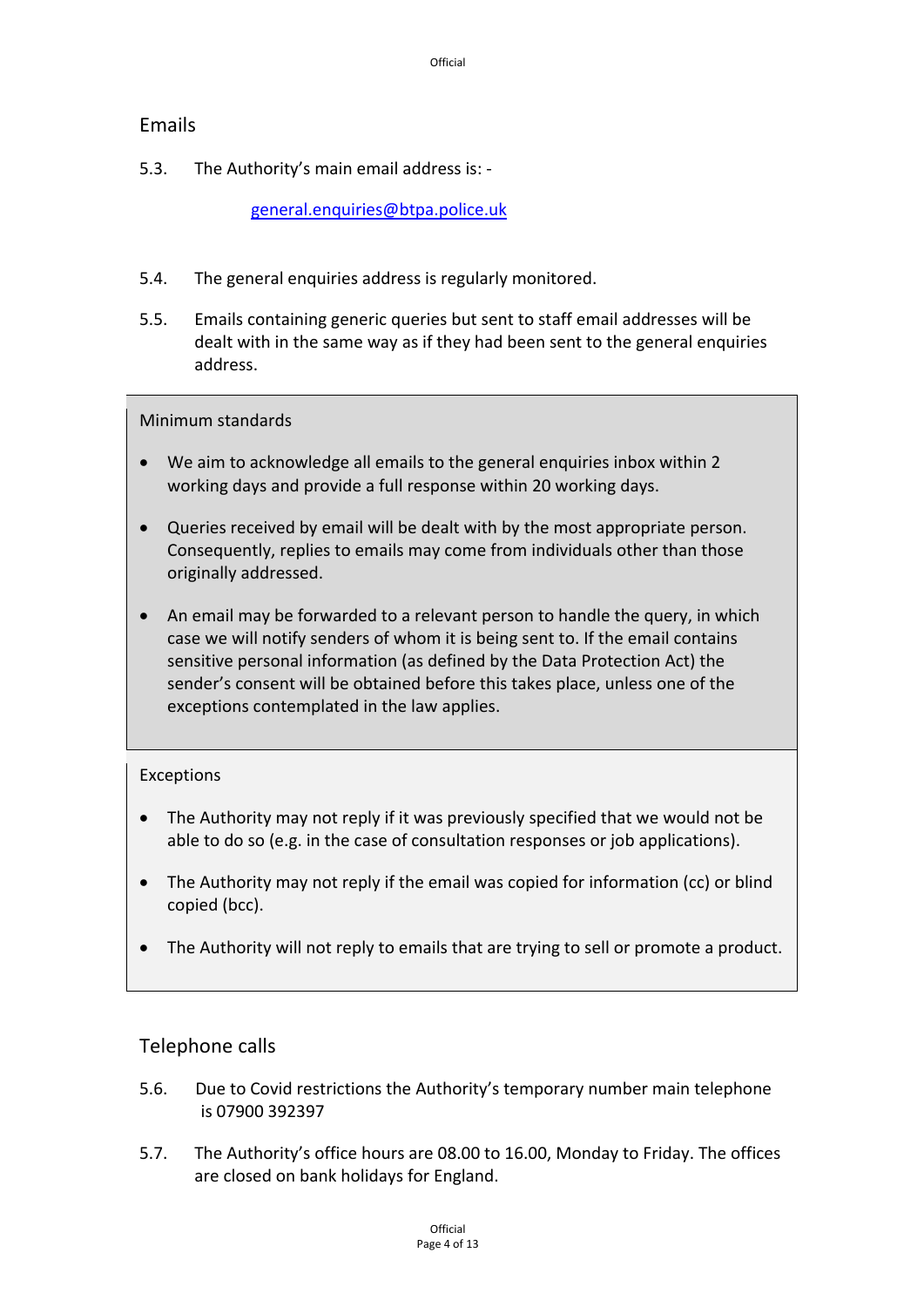## Emails

5.3. The Authority's main email address is: -

[general.enquiries@btpa.police.uk](mailto:general.enquiries@btpa.police.uk)

5.4. The general enquiries address is regularly monitored.

5.5. Emails containing generic queries but sent to staff email addresses will be dealt with in the same way as if they had been sent to the general enquiries address.

**Minimum standards**

- We aim to acknowledge all emails to the general enquiries inbox within 2 working days and provide a full response within 20 working days.
- Queries received by email will be dealt with by the most appropriate person. Consequently, replies to emails may come from individuals other than those originally addressed.
- An email may be forwarded to a relevant person to handle the query, in which case we will notify senders of whom it is being sent to. If the email contains sensitive personal information (as defined by the Data Protection Act) the sender's consent will be obtained before this takes place, unless one of the exceptions contemplated in the law applies.

**Exceptions**

- The Authority may not reply if it was previously specified that we would not be able to do so (e.g. in the case of consultation responses or job applications).
- The Authority may not reply if the email was copied for information (cc) or blind copied (bcc).
- The Authority will not reply to emails that are trying to sell or promote a product.

## Telephone calls

5.6. Due to Covid restrictions the Authority's temporary number main telephone is 07900 392397

5.7. The Authority's office hours are 08.00 to 16.00, Monday to Friday. The offices are closed on bank holidays for England.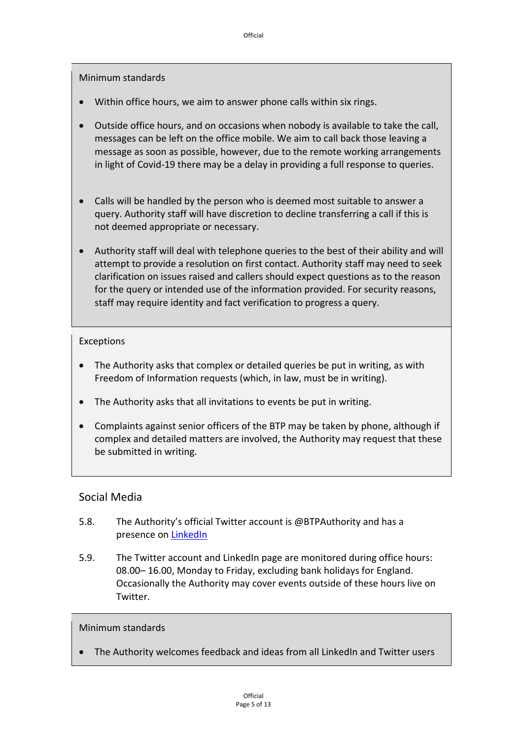Minimum standards

- Within office hours, we aim to answer phone calls within six rings.
- Outside office hours, and on occasions when nobody is available to take the call, messages can be left on the office mobile. We aim to call back those leaving a message as soon as possible, however, due to the remote working arrangements in light of Covid-19 there may be a delay in providing a full response to queries.
- Calls will be handled by the person who is deemed most suitable to answer a query. Authority staff will have discretion to decline transferring a call if this is not deemed appropriate or necessary.
- Authority staff will deal with telephone queries to the best of their ability and will attempt to provide a resolution on first contact. Authority staff may need to seek clarification on issues raised and callers should expect questions as to the reason for the query or intended use of the information provided. For security reasons, staff may require identity and fact verification to progress a query.

Exceptions

- The Authority asks that complex or detailed queries be put in writing, as with Freedom of Information requests (which, in law, must be in writing).
- The Authority asks that all invitations to events be put in writing.
- Complaints against senior officers of the BTP may be taken by phone, although if complex and detailed matters are involved, the Authority may request that these be submitted in writing.

## Social Media

5.8. The Authority's official Twitter account is @BTPAuthority and has a presence on LinkedIn

5.9. The Twitter account and LinkedIn page are monitored during office hours: 08.00– 16.00, Monday to Friday, excluding bank holidays for England. Occasionally the Authority may cover events outside of these hours live on Twitter.

Minimum standards

- The Authority welcomes feedback and ideas from all LinkedIn and Twitter users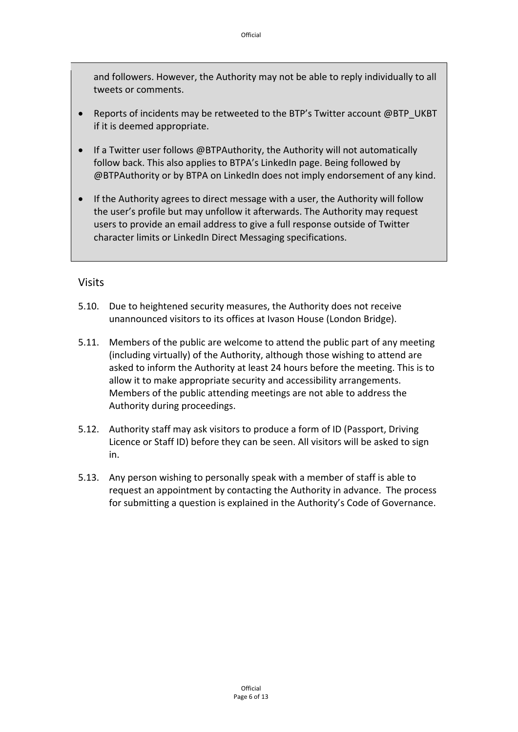and followers. However, the Authority may not be able to reply individually to all tweets or comments.

- Reports of incidents may be retweeted to the BTP's Twitter account @BTP_UKBT if it is deemed appropriate.
- If a Twitter user follows @BTPAuthority, the Authority will not automatically follow back. This also applies to BTPA's LinkedIn page. Being followed by @BTPAuthority or by BTPA on LinkedIn does not imply endorsement of any kind.
- If the Authority agrees to direct message with a user, the Authority will follow the user's profile but may unfollow it afterwards. The Authority may request users to provide an email address to give a full response outside of Twitter character limits or LinkedIn Direct Messaging specifications.

## Visits

5.10. Due to heightened security measures, the Authority does not receive unannounced visitors to its offices at Ivason House (London Bridge).

5.11. Members of the public are welcome to attend the public part of any meeting (including virtually) of the Authority, although those wishing to attend are asked to inform the Authority at least 24 hours before the meeting. This is to allow it to make appropriate security and accessibility arrangements. Members of the public attending meetings are not able to address the Authority during proceedings.

5.12. Authority staff may ask visitors to produce a form of ID (Passport, Driving Licence or Staff ID) before they can be seen. All visitors will be asked to sign in.

5.13. Any person wishing to personally speak with a member of staff is able to request an appointment by contacting the Authority in advance. The process for submitting a question is explained in the Authority's Code of Governance.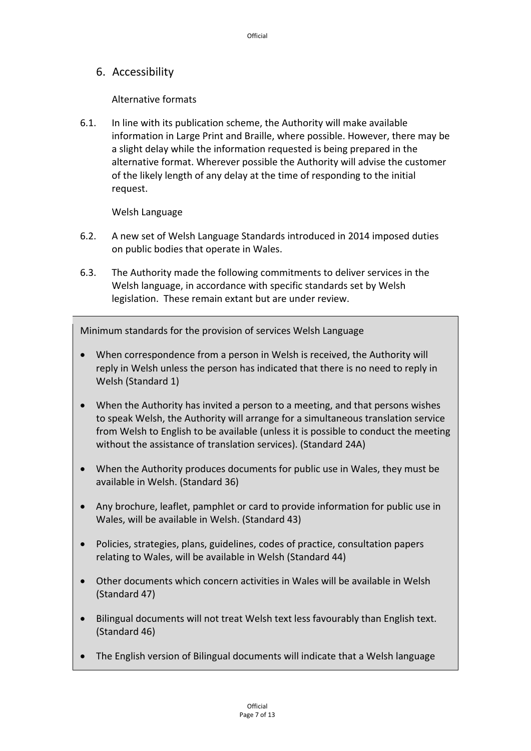## 6. Accessibility

Alternative formats

6.1. In line with its publication scheme, the Authority will make available information in Large Print and Braille, where possible. However, there may be a slight delay while the information requested is being prepared in the alternative format. Wherever possible the Authority will advise the customer of the likely length of any delay at the time of responding to the initial request.

Welsh Language

6.2. A new set of Welsh Language Standards introduced in 2014 imposed duties on public bodies that operate in Wales.

6.3. The Authority made the following commitments to deliver services in the Welsh language, in accordance with specific standards set by Welsh legislation. These remain extant but are under review.

Minimum standards for the provision of services Welsh Language

- When correspondence from a person in Welsh is received, the Authority will reply in Welsh unless the person has indicated that there is no need to reply in Welsh (Standard 1)
- When the Authority has invited a person to a meeting, and that persons wishes to speak Welsh, the Authority will arrange for a simultaneous translation service from Welsh to English to be available (unless it is possible to conduct the meeting without the assistance of translation services). (Standard 24A)
- When the Authority produces documents for public use in Wales, they must be available in Welsh. (Standard 36)
- Any brochure, leaflet, pamphlet or card to provide information for public use in Wales, will be available in Welsh. (Standard 43)
- Policies, strategies, plans, guidelines, codes of practice, consultation papers relating to Wales, will be available in Welsh (Standard 44)
- Other documents which concern activities in Wales will be available in Welsh (Standard 47)
- Bilingual documents will not treat Welsh text less favourably than English text. (Standard 46)
- The English version of Bilingual documents will indicate that a Welsh language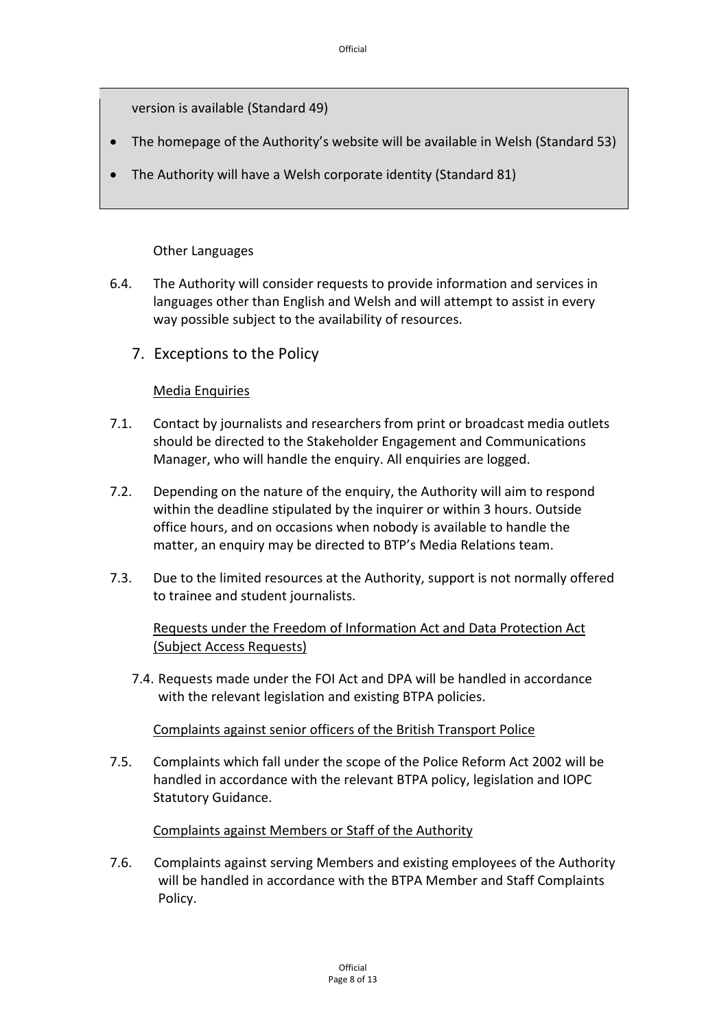version is available (Standard 49)

- The homepage of the Authority's website will be available in Welsh (Standard 53)
- The Authority will have a Welsh corporate identity (Standard 81)

Other Languages

6.4. The Authority will consider requests to provide information and services in languages other than English and Welsh and will attempt to assist in every way possible subject to the availability of resources.

## 7. Exceptions to the Policy

Media Enquiries

7.1. Contact by journalists and researchers from print or broadcast media outlets should be directed to the Stakeholder Engagement and Communications Manager, who will handle the enquiry. All enquiries are logged.

7.2. Depending on the nature of the enquiry, the Authority will aim to respond within the deadline stipulated by the inquirer or within 3 hours. Outside office hours, and on occasions when nobody is available to handle the matter, an enquiry may be directed to BTP's Media Relations team.

7.3. Due to the limited resources at the Authority, support is not normally offered to trainee and student journalists.

Requests under the Freedom of Information Act and Data Protection Act (Subject Access Requests)

7.4. Requests made under the FOI Act and DPA will be handled in accordance with the relevant legislation and existing BTPA policies.

Complaints against senior officers of the British Transport Police

7.5. Complaints which fall under the scope of the Police Reform Act 2002 will be handled in accordance with the relevant BTPA policy, legislation and IOPC Statutory Guidance.

Complaints against Members or Staff of the Authority

7.6. Complaints against serving Members and existing employees of the Authority will be handled in accordance with the BTPA Member and Staff Complaints Policy.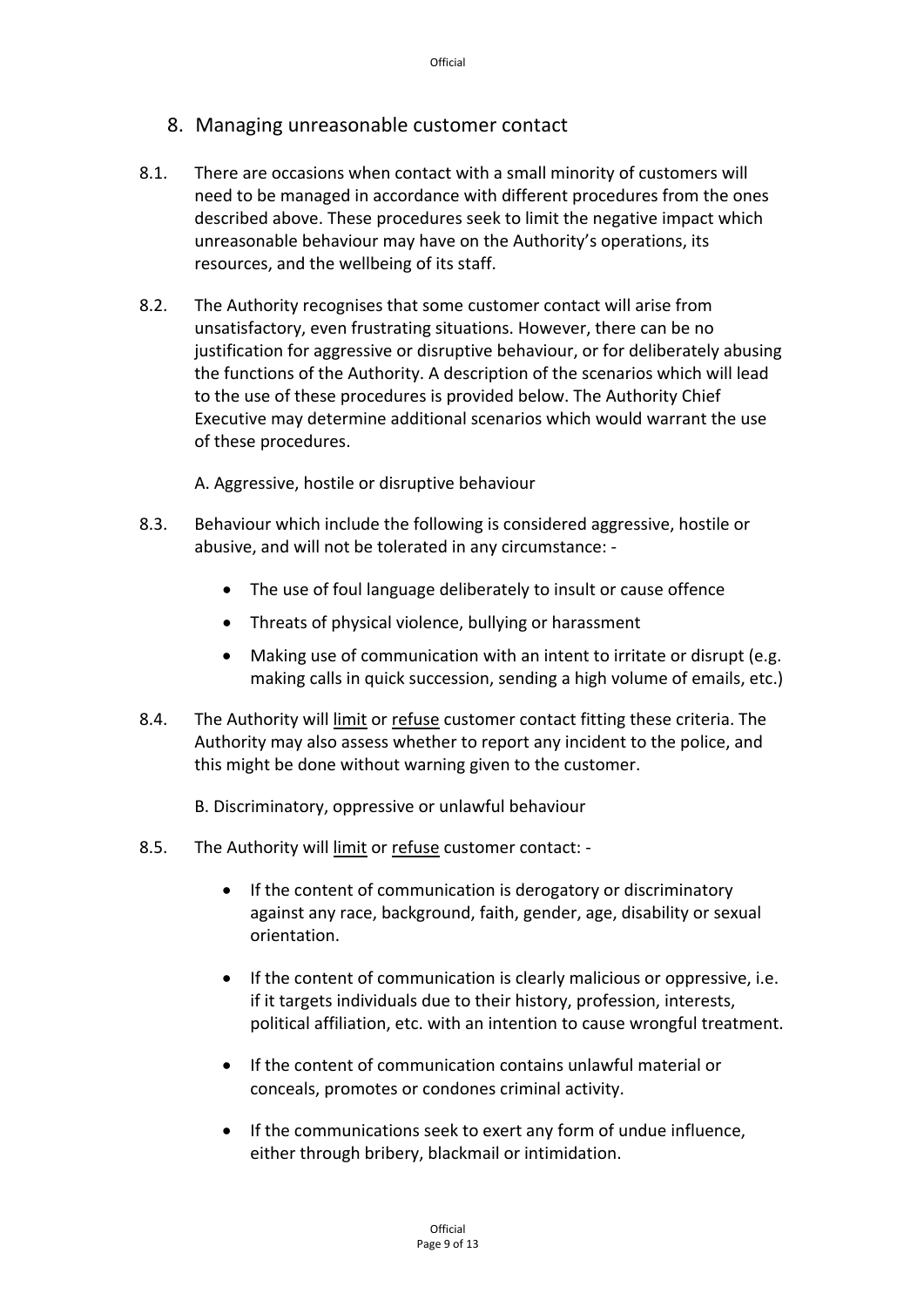## 8. Managing unreasonable customer contact

8.1. There are occasions when contact with a small minority of customers will need to be managed in accordance with different procedures from the ones described above. These procedures seek to limit the negative impact which unreasonable behaviour may have on the Authority's operations, its resources, and the wellbeing of its staff.

8.2. The Authority recognises that some customer contact will arise from unsatisfactory, even frustrating situations. However, there can be no justification for aggressive or disruptive behaviour, or for deliberately abusing the functions of the Authority. A description of the scenarios which will lead to the use of these procedures is provided below. The Authority Chief Executive may determine additional scenarios which would warrant the use of these procedures.

A. Aggressive, hostile or disruptive behaviour

8.3. Behaviour which include the following is considered aggressive, hostile or abusive, and will not be tolerated in any circumstance: -

- The use of foul language deliberately to insult or cause offence
- Threats of physical violence, bullying or harassment
- Making use of communication with an intent to irritate or disrupt (e.g. making calls in quick succession, sending a high volume of emails, etc.)

8.4. The Authority will <u>limit</u> or <u>refuse</u> customer contact fitting these criteria. The Authority may also assess whether to report any incident to the police, and this might be done without warning given to the customer.

B. Discriminatory, oppressive or unlawful behaviour

8.5. The Authority will <u>limit</u> or <u>refuse</u> customer contact: -

- If the content of communication is derogatory or discriminatory against any race, background, faith, gender, age, disability or sexual orientation.
- If the content of communication is clearly malicious or oppressive, i.e. if it targets individuals due to their history, profession, interests, political affiliation, etc. with an intention to cause wrongful treatment.
- If the content of communication contains unlawful material or conceals, promotes or condones criminal activity.
- If the communications seek to exert any form of undue influence, either through bribery, blackmail or intimidation.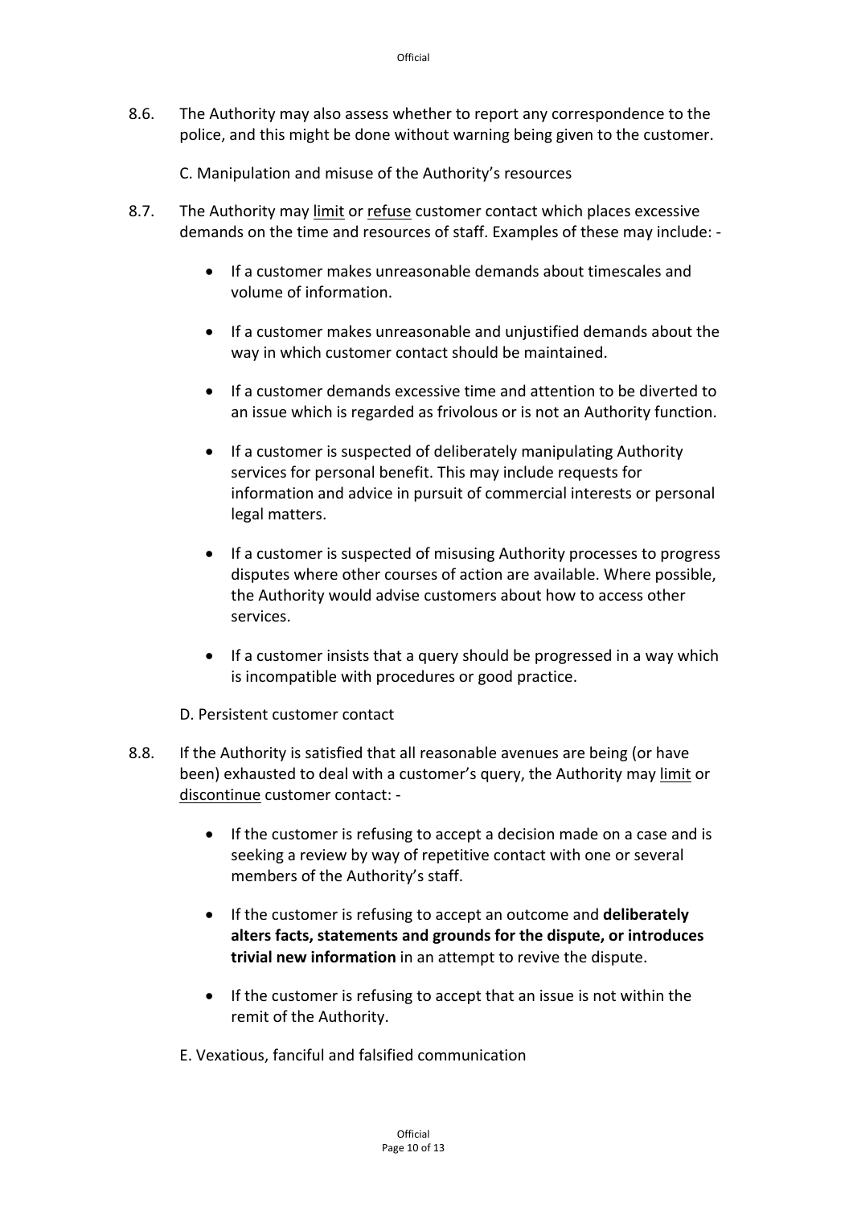8.6. The Authority may also assess whether to report any correspondence to the police, and this might be done without warning being given to the customer.

C. Manipulation and misuse of the Authority's resources

8.7. The Authority may <u>limit</u> or <u>refuse</u> customer contact which places excessive demands on the time and resources of staff. Examples of these may include: -

- If a customer makes unreasonable demands about timescales and volume of information.
- If a customer makes unreasonable and unjustified demands about the way in which customer contact should be maintained.
- If a customer demands excessive time and attention to be diverted to an issue which is regarded as frivolous or is not an Authority function.
- If a customer is suspected of deliberately manipulating Authority services for personal benefit. This may include requests for information and advice in pursuit of commercial interests or personal legal matters.
- If a customer is suspected of misusing Authority processes to progress disputes where other courses of action are available. Where possible, the Authority would advise customers about how to access other services.
- If a customer insists that a query should be progressed in a way which is incompatible with procedures or good practice.

D. Persistent customer contact

8.8. If the Authority is satisfied that all reasonable avenues are being (or have been) exhausted to deal with a customer's query, the Authority may <u>limit</u> or <u>discontinue</u> customer contact: -

- If the customer is refusing to accept a decision made on a case and is seeking a review by way of repetitive contact with one or several members of the Authority's staff.
- If the customer is refusing to accept an outcome and **deliberately alters facts, statements and grounds for the dispute, or introduces trivial new information** in an attempt to revive the dispute.
- If the customer is refusing to accept that an issue is not within the remit of the Authority.

E. Vexatious, fanciful and falsified communication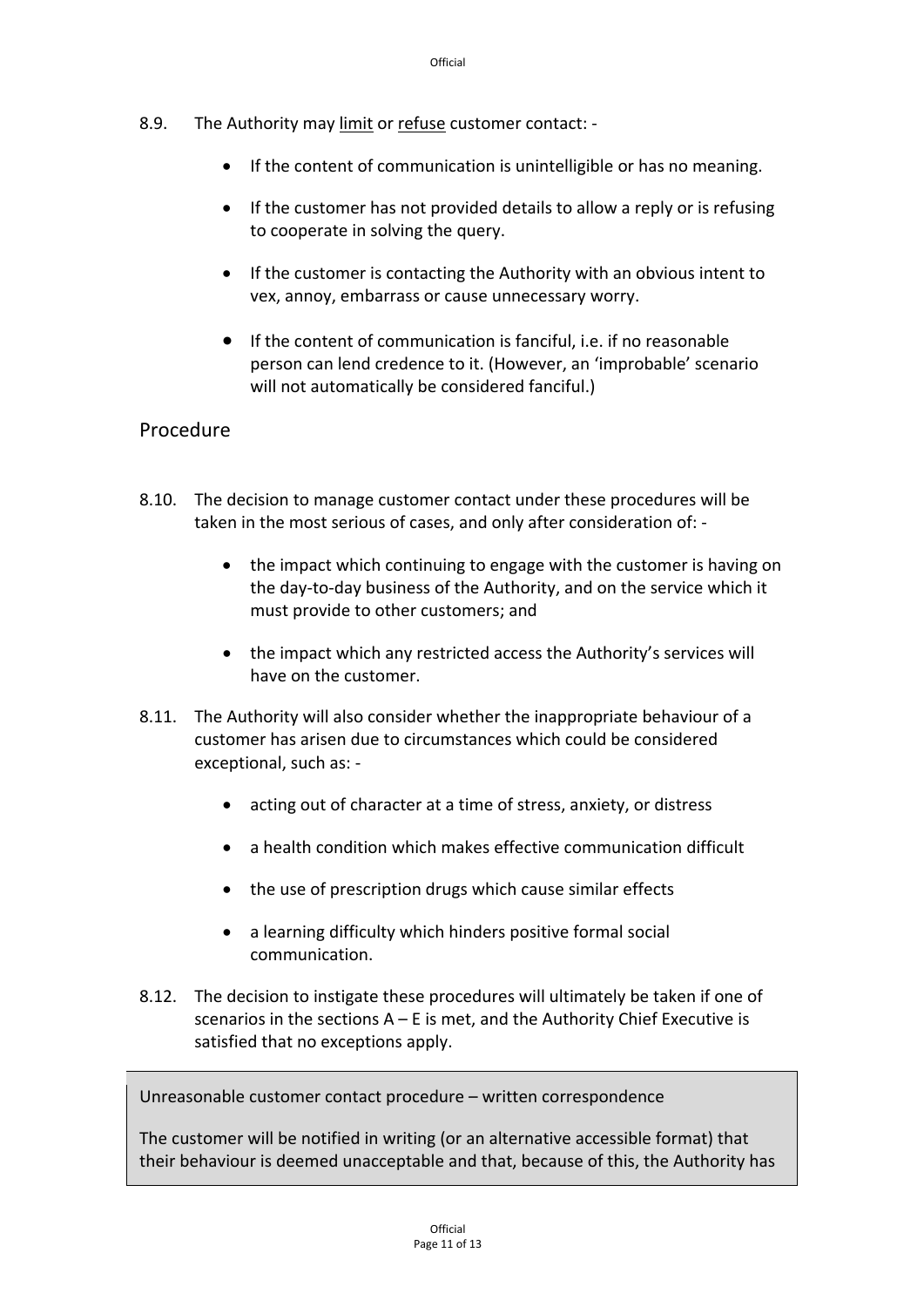8.9. The Authority may <u>limit</u> or <u>refuse</u> customer contact: -

- If the content of communication is unintelligible or has no meaning.
- If the customer has not provided details to allow a reply or is refusing to cooperate in solving the query.
- If the customer is contacting the Authority with an obvious intent to vex, annoy, embarrass or cause unnecessary worry.
- If the content of communication is fanciful, i.e. if no reasonable person can lend credence to it. (However, an 'improbable' scenario will not automatically be considered fanciful.)

## Procedure

8.10. The decision to manage customer contact under these procedures will be taken in the most serious of cases, and only after consideration of: -

- the impact which continuing to engage with the customer is having on the day-to-day business of the Authority, and on the service which it must provide to other customers; and
- the impact which any restricted access the Authority's services will have on the customer.

8.11. The Authority will also consider whether the inappropriate behaviour of a customer has arisen due to circumstances which could be considered exceptional, such as: -

- acting out of character at a time of stress, anxiety, or distress
- a health condition which makes effective communication difficult
- the use of prescription drugs which cause similar effects
- a learning difficulty which hinders positive formal social communication.

8.12. The decision to instigate these procedures will ultimately be taken if one of scenarios in the sections A – E is met, and the Authority Chief Executive is satisfied that no exceptions apply.

Unreasonable customer contact procedure – written correspondence

The customer will be notified in writing (or an alternative accessible format) that their behaviour is deemed unacceptable and that, because of this, the Authority has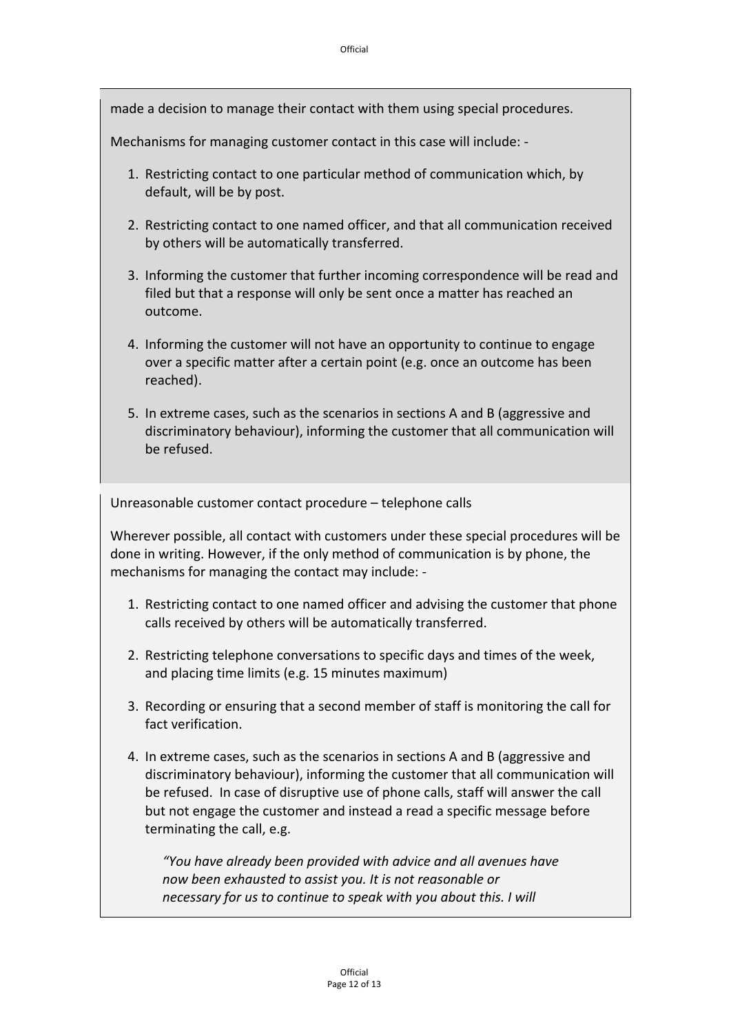made a decision to manage their contact with them using special procedures.

Mechanisms for managing customer contact in this case will include: -

1. Restricting contact to one particular method of communication which, by default, will be by post.
2. Restricting contact to one named officer, and that all communication received by others will be automatically transferred.
3. Informing the customer that further incoming correspondence will be read and filed but that a response will only be sent once a matter has reached an outcome.
4. Informing the customer will not have an opportunity to continue to engage over a specific matter after a certain point (e.g. once an outcome has been reached).
5. In extreme cases, such as the scenarios in sections A and B (aggressive and discriminatory behaviour), informing the customer that all communication will be refused.

Unreasonable customer contact procedure – telephone calls

Wherever possible, all contact with customers under these special procedures will be done in writing. However, if the only method of communication is by phone, the mechanisms for managing the contact may include: -

1. Restricting contact to one named officer and advising the customer that phone calls received by others will be automatically transferred.
2. Restricting telephone conversations to specific days and times of the week, and placing time limits (e.g. 15 minutes maximum)
3. Recording or ensuring that a second member of staff is monitoring the call for fact verification.
4. In extreme cases, such as the scenarios in sections A and B (aggressive and discriminatory behaviour), informing the customer that all communication will be refused. In case of disruptive use of phone calls, staff will answer the call but not engage the customer and instead a read a specific message before terminating the call, e.g.

   *"You have already been provided with advice and all avenues have now been exhausted to assist you. It is not reasonable or necessary for us to continue to speak with you about this. I will*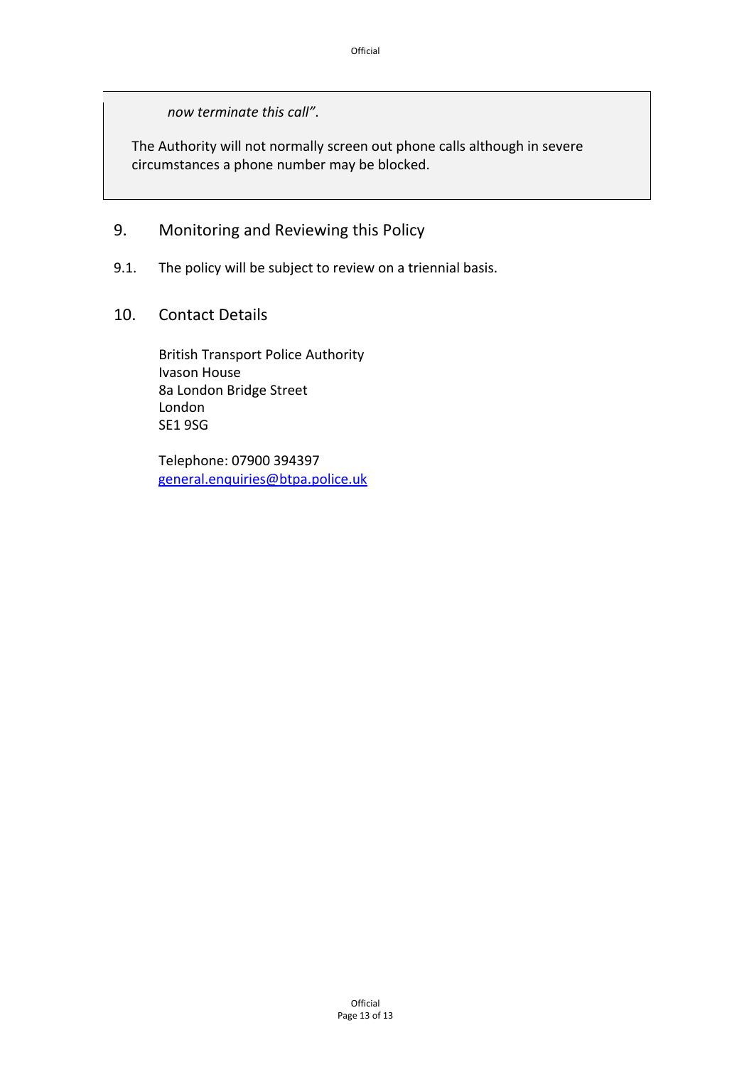*now terminate this call"*.

The Authority will not normally screen out phone calls although in severe circumstances a phone number may be blocked.

## 9. Monitoring and Reviewing this Policy

9.1. The policy will be subject to review on a triennial basis.

## 10. Contact Details

British Transport Police Authority
Ivason House
8a London Bridge Street
London
SE1 9SG

Telephone: 07900 394397
general.enquiries@btpa.police.uk